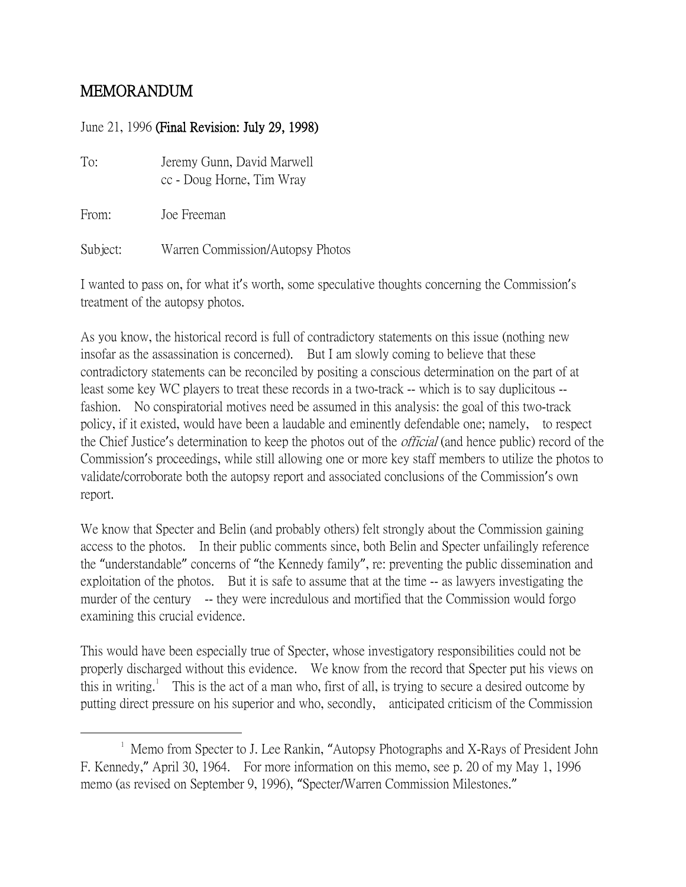# MEMORANDUM

June 21, 1996 **(Final Revision: July 29, 1998)**

To: Jeremy Gunn, David Marwell
cc - Doug Horne, Tim Wray

From: Joe Freeman

Subject: Warren Commission/Autopsy Photos

I wanted to pass on, for what it's worth, some speculative thoughts concerning the Commission's treatment of the autopsy photos.

As you know, the historical record is full of contradictory statements on this issue (nothing new insofar as the assassination is concerned). But I am slowly coming to believe that these contradictory statements can be reconciled by positing a conscious determination on the part of at least some key WC players to treat these records in a two-track -- which is to say duplicitous -- fashion. No conspiratorial motives need be assumed in this analysis: the goal of this two-track policy, if it existed, would have been a laudable and eminently defendable one; namely, to respect the Chief Justice's determination to keep the photos out of the *official* (and hence public) record of the Commission's proceedings, while still allowing one or more key staff members to utilize the photos to validate/corroborate both the autopsy report and associated conclusions of the Commission's own report.

We know that Specter and Belin (and probably others) felt strongly about the Commission gaining access to the photos. In their public comments since, both Belin and Specter unfailingly reference the "understandable" concerns of "the Kennedy family", re: preventing the public dissemination and exploitation of the photos. But it is safe to assume that at the time -- as lawyers investigating the murder of the century -- they were incredulous and mortified that the Commission would forgo examining this crucial evidence.

This would have been especially true of Specter, whose investigatory responsibilities could not be properly discharged without this evidence. We know from the record that Specter put his views on this in writing.[1] This is the act of a man who, first of all, is trying to secure a desired outcome by putting direct pressure on his superior and who, secondly, anticipated criticism of the Commission

---

[1] Memo from Specter to J. Lee Rankin, "Autopsy Photographs and X-Rays of President John F. Kennedy," April 30, 1964. For more information on this memo, see p. 20 of my May 1, 1996 memo (as revised on September 9, 1996), "Specter/Warren Commission Milestones."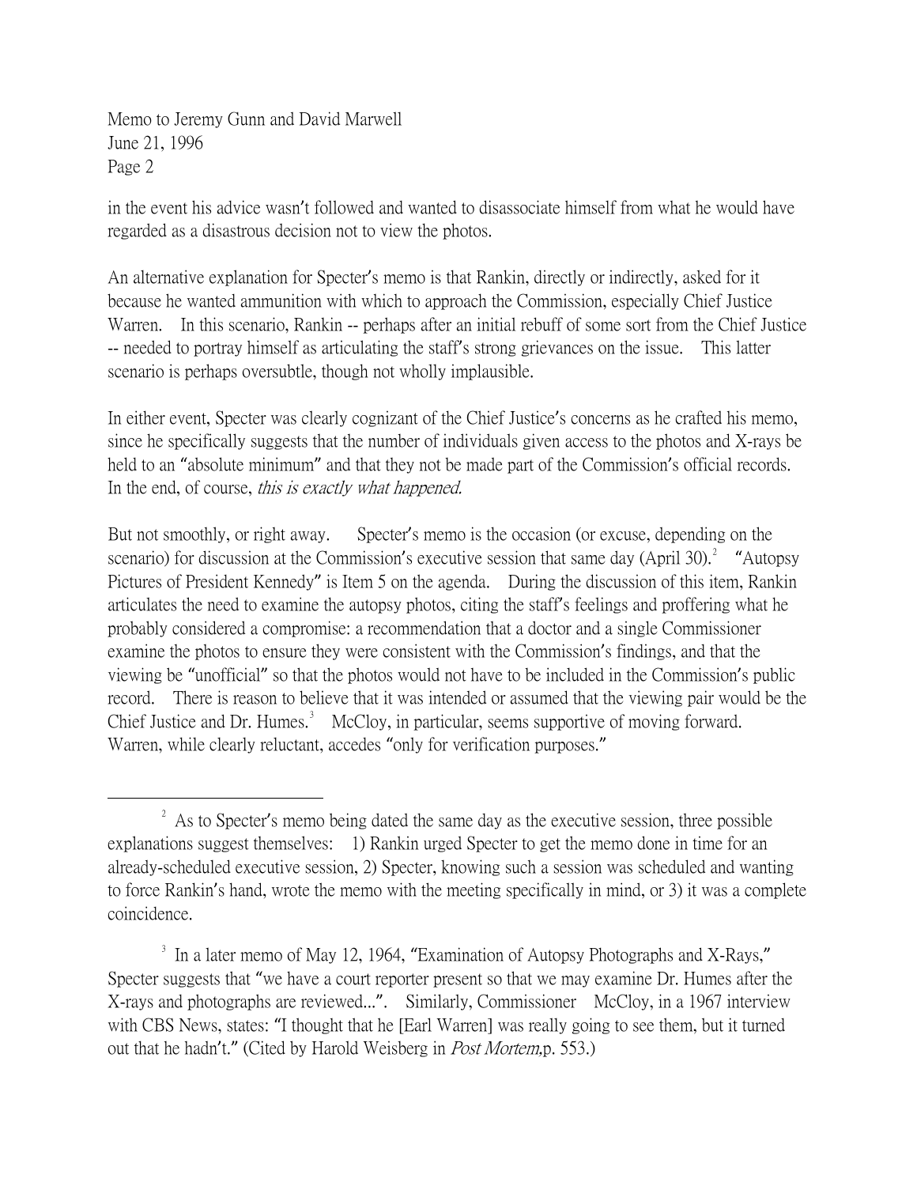in the event his advice wasn't followed and wanted to disassociate himself from what he would have regarded as a disastrous decision not to view the photos.

An alternative explanation for Specter's memo is that Rankin, directly or indirectly, asked for it because he wanted ammunition with which to approach the Commission, especially Chief Justice Warren. In this scenario, Rankin -- perhaps after an initial rebuff of some sort from the Chief Justice -- needed to portray himself as articulating the staff's strong grievances on the issue. This latter scenario is perhaps oversubtle, though not wholly implausible.

In either event, Specter was clearly cognizant of the Chief Justice's concerns as he crafted his memo, since he specifically suggests that the number of individuals given access to the photos and X-rays be held to an "absolute minimum" and that they not be made part of the Commission's official records. In the end, of course, *this is exactly what happened.*

But not smoothly, or right away. Specter's memo is the occasion (or excuse, depending on the scenario) for discussion at the Commission's executive session that same day (April 30).[2] "Autopsy Pictures of President Kennedy" is Item 5 on the agenda. During the discussion of this item, Rankin articulates the need to examine the autopsy photos, citing the staff's feelings and proffering what he probably considered a compromise: a recommendation that a doctor and a single Commissioner examine the photos to ensure they were consistent with the Commission's findings, and that the viewing be "unofficial" so that the photos would not have to be included in the Commission's public record. There is reason to believe that it was intended or assumed that the viewing pair would be the Chief Justice and Dr. Humes.[3] McCloy, in particular, seems supportive of moving forward. Warren, while clearly reluctant, accedes "only for verification purposes."

---

[2] As to Specter's memo being dated the same day as the executive session, three possible explanations suggest themselves: 1) Rankin urged Specter to get the memo done in time for an already-scheduled executive session, 2) Specter, knowing such a session was scheduled and wanting to force Rankin's hand, wrote the memo with the meeting specifically in mind, or 3) it was a complete coincidence.

[3] In a later memo of May 12, 1964, "Examination of Autopsy Photographs and X-Rays," Specter suggests that "we have a court reporter present so that we may examine Dr. Humes after the X-rays and photographs are reviewed...". Similarly, Commissioner McCloy, in a 1967 interview with CBS News, states: "I thought that he [Earl Warren] was really going to see them, but it turned out that he hadn't." (Cited by Harold Weisberg in *Post Mortem,* p. 553.)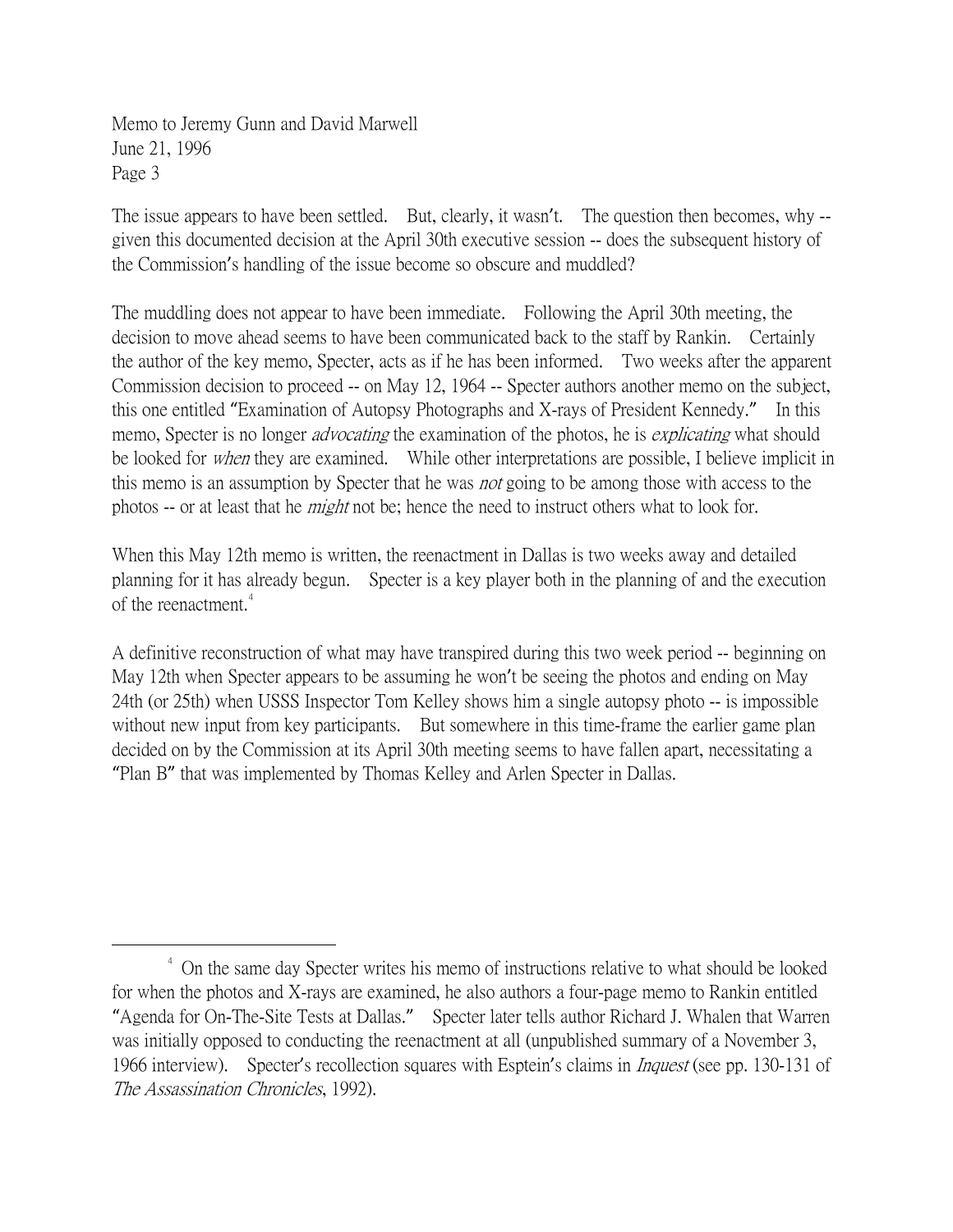Memo to Jeremy Gunn and David Marwell
June 21, 1996
Page 3

The issue appears to have been settled. But, clearly, it wasn't. The question then becomes, why -- given this documented decision at the April 30th executive session -- does the subsequent history of the Commission's handling of the issue become so obscure and muddled?

The muddling does not appear to have been immediate. Following the April 30th meeting, the decision to move ahead seems to have been communicated back to the staff by Rankin. Certainly the author of the key memo, Specter, acts as if he has been informed. Two weeks after the apparent Commission decision to proceed -- on May 12, 1964 -- Specter authors another memo on the subject, this one entitled "Examination of Autopsy Photographs and X-rays of President Kennedy." In this memo, Specter is no longer *advocating* the examination of the photos, he is *explicating* what should be looked for *when* they are examined. While other interpretations are possible, I believe implicit in this memo is an assumption by Specter that he was *not* going to be among those with access to the photos -- or at least that he *might* not be; hence the need to instruct others what to look for.

When this May 12th memo is written, the reenactment in Dallas is two weeks away and detailed planning for it has already begun. Specter is a key player both in the planning of and the execution of the reenactment.[4]

A definitive reconstruction of what may have transpired during this two week period -- beginning on May 12th when Specter appears to be assuming he won't be seeing the photos and ending on May 24th (or 25th) when USSS Inspector Tom Kelley shows him a single autopsy photo -- is impossible without new input from key participants. But somewhere in this time-frame the earlier game plan decided on by the Commission at its April 30th meeting seems to have fallen apart, necessitating a "Plan B" that was implemented by Thomas Kelley and Arlen Specter in Dallas.

---

[4] On the same day Specter writes his memo of instructions relative to what should be looked for when the photos and X-rays are examined, he also authors a four-page memo to Rankin entitled "Agenda for On-The-Site Tests at Dallas." Specter later tells author Richard J. Whalen that Warren was initially opposed to conducting the reenactment at all (unpublished summary of a November 3, 1966 interview). Specter's recollection squares with Esptein's claims in *Inquest* (see pp. 130-131 of *The Assassination Chronicles*, 1992).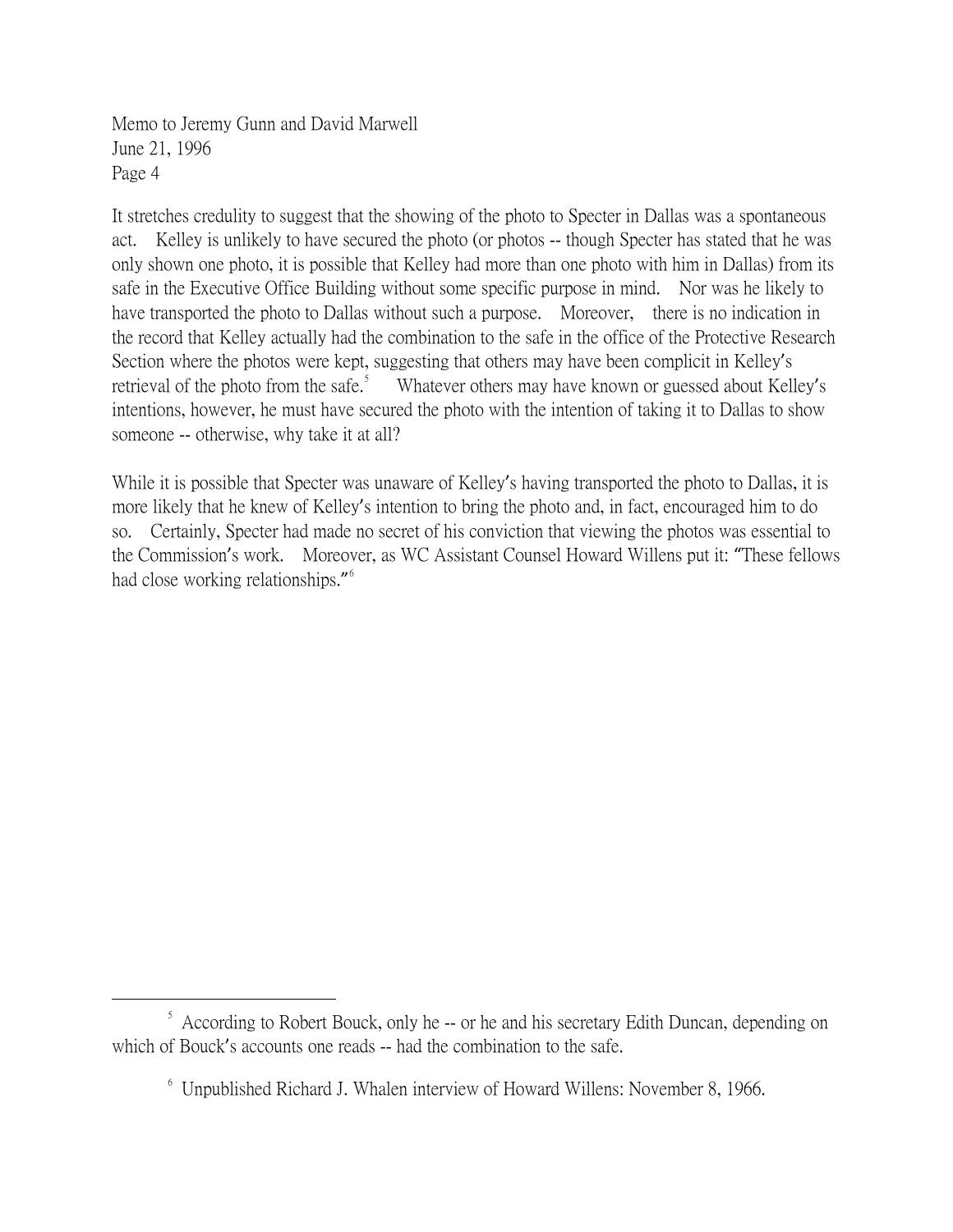It stretches credulity to suggest that the showing of the photo to Specter in Dallas was a spontaneous act. Kelley is unlikely to have secured the photo (or photos -- though Specter has stated that he was only shown one photo, it is possible that Kelley had more than one photo with him in Dallas) from its safe in the Executive Office Building without some specific purpose in mind. Nor was he likely to have transported the photo to Dallas without such a purpose. Moreover, there is no indication in the record that Kelley actually had the combination to the safe in the office of the Protective Research Section where the photos were kept, suggesting that others may have been complicit in Kelley's retrieval of the photo from the safe.[5] Whatever others may have known or guessed about Kelley's intentions, however, he must have secured the photo with the intention of taking it to Dallas to show someone -- otherwise, why take it at all?

While it is possible that Specter was unaware of Kelley's having transported the photo to Dallas, it is more likely that he knew of Kelley's intention to bring the photo and, in fact, encouraged him to do so. Certainly, Specter had made no secret of his conviction that viewing the photos was essential to the Commission's work. Moreover, as WC Assistant Counsel Howard Willens put it: "These fellows had close working relationships."[6]

---

[5] According to Robert Bouck, only he -- or he and his secretary Edith Duncan, depending on which of Bouck's accounts one reads -- had the combination to the safe.

[6] Unpublished Richard J. Whalen interview of Howard Willens: November 8, 1966.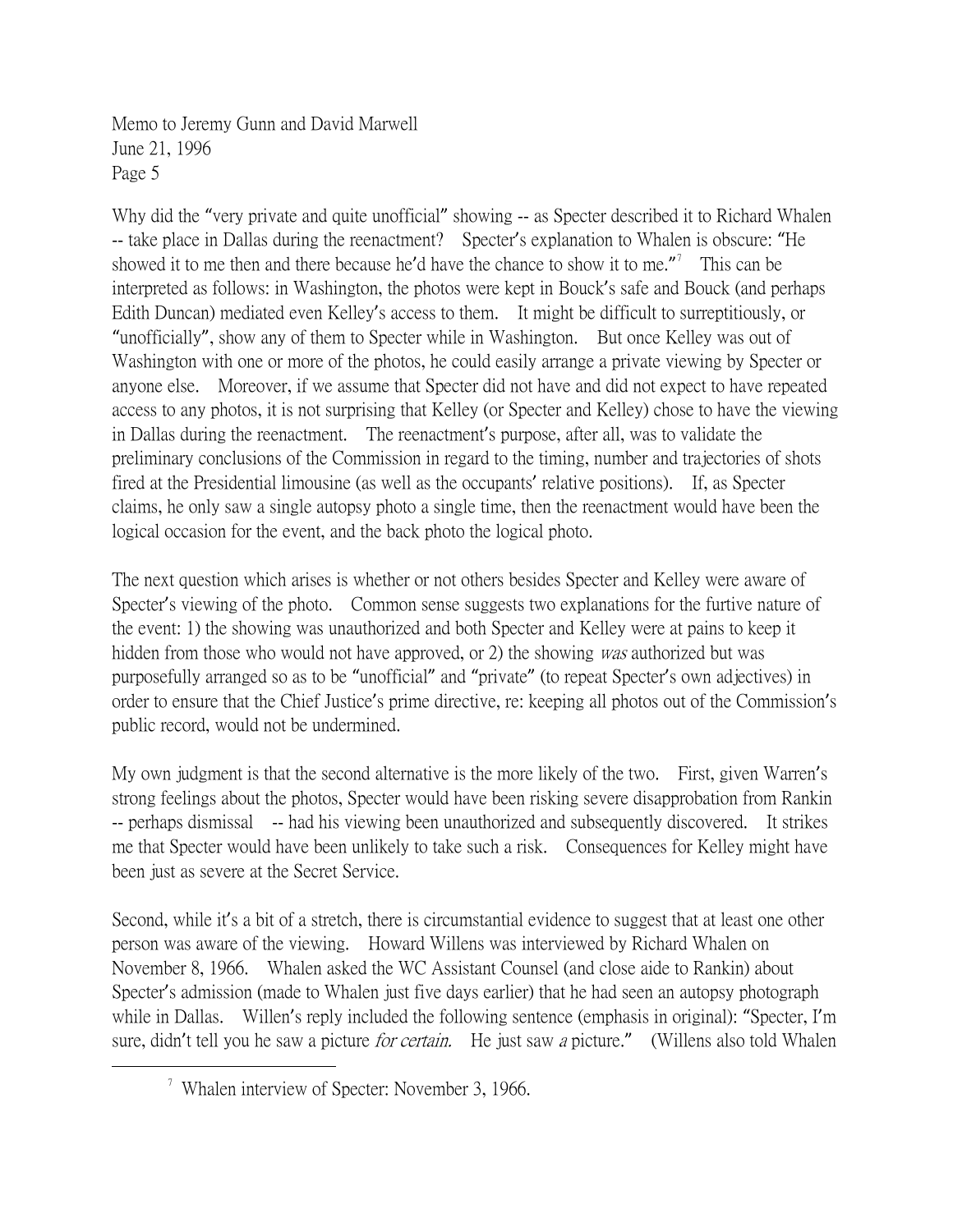Why did the "very private and quite unofficial" showing -- as Specter described it to Richard Whalen -- take place in Dallas during the reenactment? Specter's explanation to Whalen is obscure: "He showed it to me then and there because he'd have the chance to show it to me."[7] This can be interpreted as follows: in Washington, the photos were kept in Bouck's safe and Bouck (and perhaps Edith Duncan) mediated even Kelley's access to them. It might be difficult to surreptitiously, or "unofficially", show any of them to Specter while in Washington. But once Kelley was out of Washington with one or more of the photos, he could easily arrange a private viewing by Specter or anyone else. Moreover, if we assume that Specter did not have and did not expect to have repeated access to any photos, it is not surprising that Kelley (or Specter and Kelley) chose to have the viewing in Dallas during the reenactment. The reenactment's purpose, after all, was to validate the preliminary conclusions of the Commission in regard to the timing, number and trajectories of shots fired at the Presidential limousine (as well as the occupants' relative positions). If, as Specter claims, he only saw a single autopsy photo a single time, then the reenactment would have been the logical occasion for the event, and the back photo the logical photo.

The next question which arises is whether or not others besides Specter and Kelley were aware of Specter's viewing of the photo. Common sense suggests two explanations for the furtive nature of the event: 1) the showing was unauthorized and both Specter and Kelley were at pains to keep it hidden from those who would not have approved, or 2) the showing *was* authorized but was purposefully arranged so as to be "unofficial" and "private" (to repeat Specter's own adjectives) in order to ensure that the Chief Justice's prime directive, re: keeping all photos out of the Commission's public record, would not be undermined.

My own judgment is that the second alternative is the more likely of the two. First, given Warren's strong feelings about the photos, Specter would have been risking severe disapprobation from Rankin -- perhaps dismissal -- had his viewing been unauthorized and subsequently discovered. It strikes me that Specter would have been unlikely to take such a risk. Consequences for Kelley might have been just as severe at the Secret Service.

Second, while it's a bit of a stretch, there is circumstantial evidence to suggest that at least one other person was aware of the viewing. Howard Willens was interviewed by Richard Whalen on November 8, 1966. Whalen asked the WC Assistant Counsel (and close aide to Rankin) about Specter's admission (made to Whalen just five days earlier) that he had seen an autopsy photograph while in Dallas. Willen's reply included the following sentence (emphasis in original): "Specter, I'm sure, didn't tell you he saw a picture *for certain.* He just saw *a* picture." (Willens also told Whalen

[7] Whalen interview of Specter: November 3, 1966.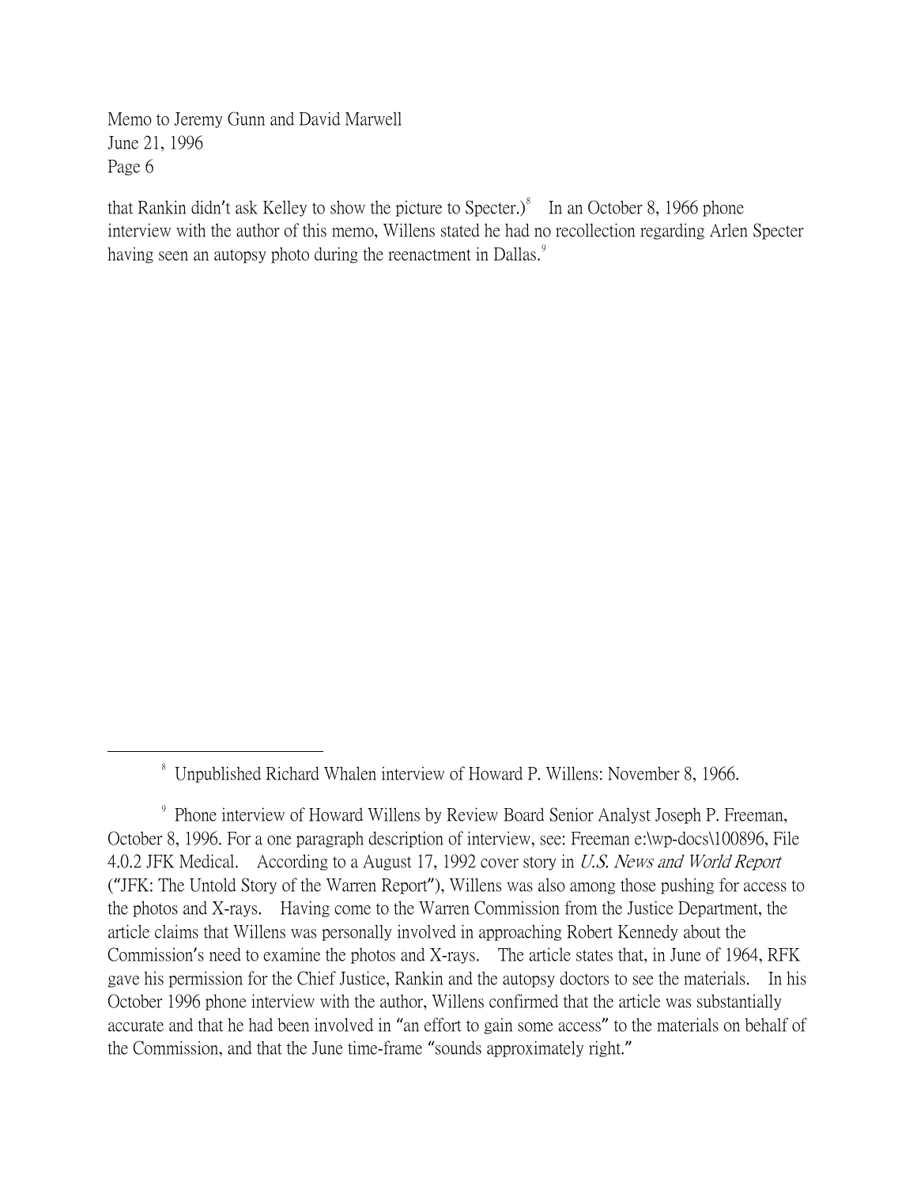that Rankin didn't ask Kelley to show the picture to Specter.)[8] In an October 8, 1966 phone interview with the author of this memo, Willens stated he had no recollection regarding Arlen Specter having seen an autopsy photo during the reenactment in Dallas.[9]

---

[8] Unpublished Richard Whalen interview of Howard P. Willens: November 8, 1966.

[9] Phone interview of Howard Willens by Review Board Senior Analyst Joseph P. Freeman, October 8, 1996. For a one paragraph description of interview, see: Freeman e:\wp-docs\100896, File 4.0.2 JFK Medical. According to a August 17, 1992 cover story in *U.S. News and World Report* ("JFK: The Untold Story of the Warren Report"), Willens was also among those pushing for access to the photos and X-rays. Having come to the Warren Commission from the Justice Department, the article claims that Willens was personally involved in approaching Robert Kennedy about the Commission's need to examine the photos and X-rays. The article states that, in June of 1964, RFK gave his permission for the Chief Justice, Rankin and the autopsy doctors to see the materials. In his October 1996 phone interview with the author, Willens confirmed that the article was substantially accurate and that he had been involved in "an effort to gain some access" to the materials on behalf of the Commission, and that the June time-frame "sounds approximately right."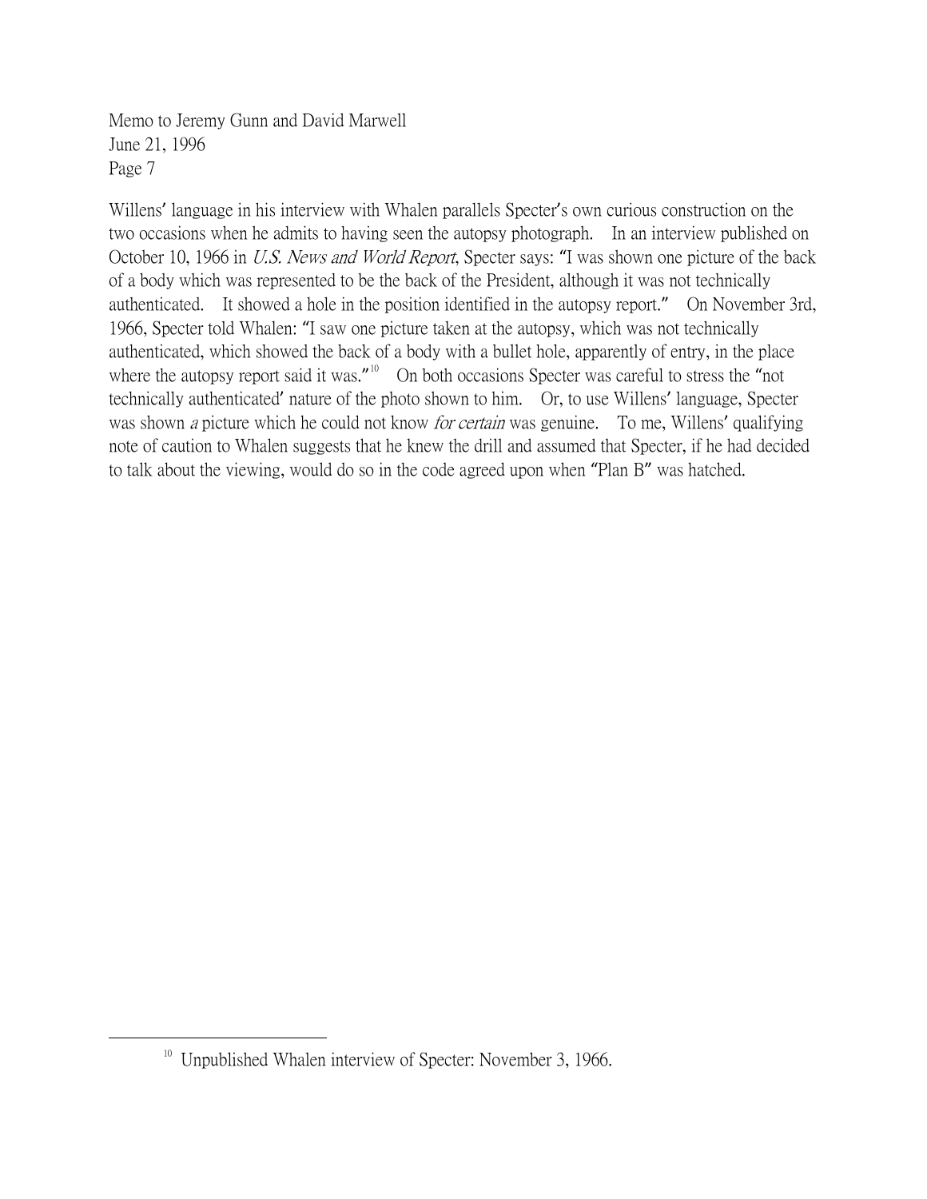Memo to Jeremy Gunn and David Marwell
June 21, 1996

Willens' language in his interview with Whalen parallels Specter's own curious construction on the two occasions when he admits to having seen the autopsy photograph. In an interview published on October 10, 1966 in *U.S. News and World Report*, Specter says: "I was shown one picture of the back of a body which was represented to be the back of the President, although it was not technically authenticated. It showed a hole in the position identified in the autopsy report." On November 3rd, 1966, Specter told Whalen: "I saw one picture taken at the autopsy, which was not technically authenticated, which showed the back of a body with a bullet hole, apparently of entry, in the place where the autopsy report said it was."[10] On both occasions Specter was careful to stress the "not technically authenticated' nature of the photo shown to him. Or, to use Willens' language, Specter was shown *a* picture which he could not know *for certain* was genuine. To me, Willens' qualifying note of caution to Whalen suggests that he knew the drill and assumed that Specter, if he had decided to talk about the viewing, would do so in the code agreed upon when "Plan B" was hatched.

---

[10] Unpublished Whalen interview of Specter: November 3, 1966.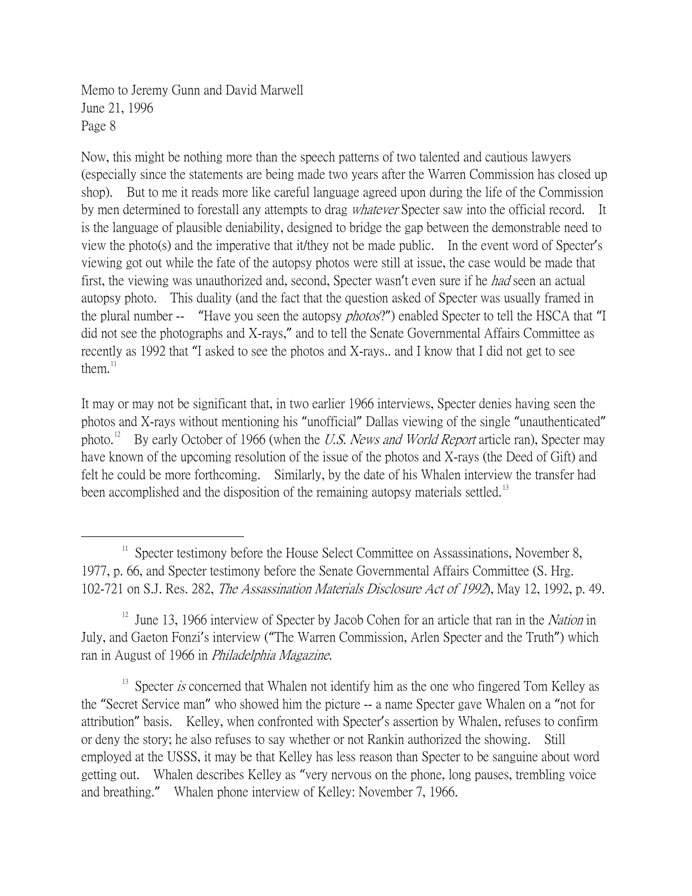Now, this might be nothing more than the speech patterns of two talented and cautious lawyers (especially since the statements are being made two years after the Warren Commission has closed up shop). But to me it reads more like careful language agreed upon during the life of the Commission by men determined to forestall any attempts to drag *whatever* Specter saw into the official record. It is the language of plausible deniability, designed to bridge the gap between the demonstrable need to view the photo(s) and the imperative that it/they not be made public. In the event word of Specter's viewing got out while the fate of the autopsy photos were still at issue, the case would be made that first, the viewing was unauthorized and, second, Specter wasn't even sure if he *had* seen an actual autopsy photo. This duality (and the fact that the question asked of Specter was usually framed in the plural number -- "Have you seen the autopsy *photos*?") enabled Specter to tell the HSCA that "I did not see the photographs and X-rays," and to tell the Senate Governmental Affairs Committee as recently as 1992 that "I asked to see the photos and X-rays.. and I know that I did not get to see them.[11]

It may or may not be significant that, in two earlier 1966 interviews, Specter denies having seen the photos and X-rays without mentioning his "unofficial" Dallas viewing of the single "unauthenticated" photo.[12] By early October of 1966 (when the *U.S. News and World Report* article ran), Specter may have known of the upcoming resolution of the issue of the photos and X-rays (the Deed of Gift) and felt he could be more forthcoming. Similarly, by the date of his Whalen interview the transfer had been accomplished and the disposition of the remaining autopsy materials settled.[13]

---

[11] Specter testimony before the House Select Committee on Assassinations, November 8, 1977, p. 66, and Specter testimony before the Senate Governmental Affairs Committee (S. Hrg. 102-721 on S.J. Res. 282, *The Assassination Materials Disclosure Act of 1992*), May 12, 1992, p. 49.

[12] June 13, 1966 interview of Specter by Jacob Cohen for an article that ran in the *Nation* in July, and Gaeton Fonzi's interview ("The Warren Commission, Arlen Specter and the Truth") which ran in August of 1966 in *Philadelphia Magazine*.

[13] Specter *is* concerned that Whalen not identify him as the one who fingered Tom Kelley as the "Secret Service man" who showed him the picture -- a name Specter gave Whalen on a "not for attribution" basis. Kelley, when confronted with Specter's assertion by Whalen, refuses to confirm or deny the story; he also refuses to say whether or not Rankin authorized the showing. Still employed at the USSS, it may be that Kelley has less reason than Specter to be sanguine about word getting out. Whalen describes Kelley as "very nervous on the phone, long pauses, trembling voice and breathing." Whalen phone interview of Kelley: November 7, 1966.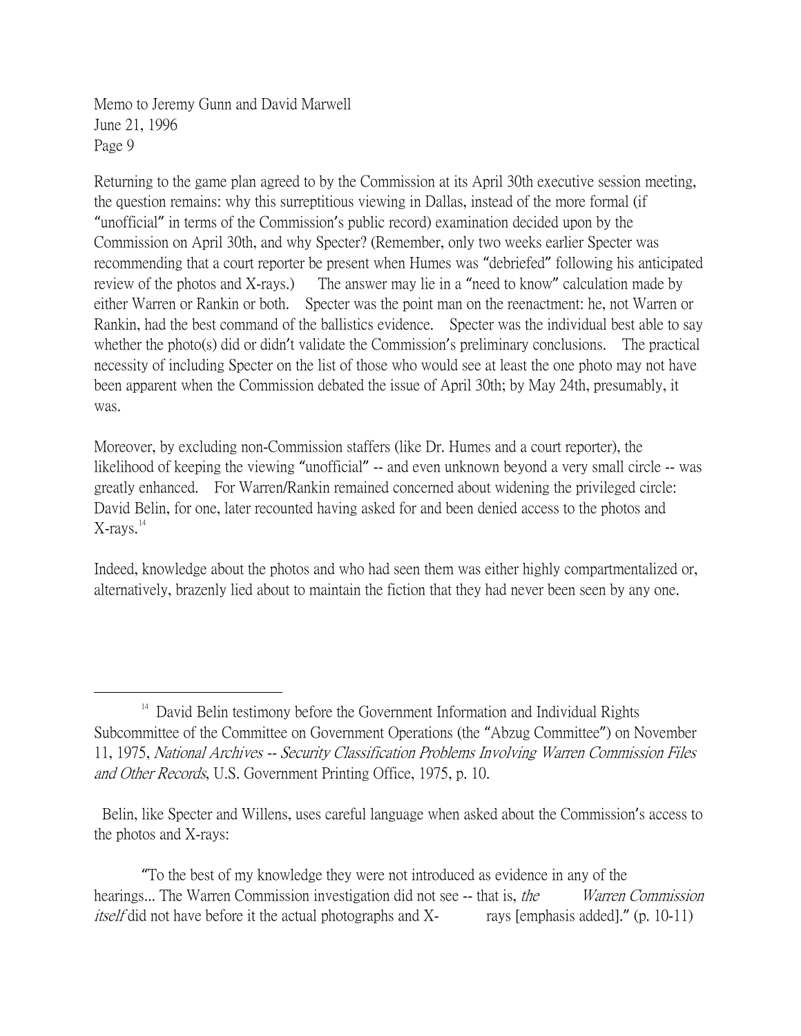Returning to the game plan agreed to by the Commission at its April 30th executive session meeting, the question remains: why this surreptitious viewing in Dallas, instead of the more formal (if "unofficial" in terms of the Commission's public record) examination decided upon by the Commission on April 30th, and why Specter? (Remember, only two weeks earlier Specter was recommending that a court reporter be present when Humes was "debriefed" following his anticipated review of the photos and X-rays.) The answer may lie in a "need to know" calculation made by either Warren or Rankin or both. Specter was the point man on the reenactment: he, not Warren or Rankin, had the best command of the ballistics evidence. Specter was the individual best able to say whether the photo(s) did or didn't validate the Commission's preliminary conclusions. The practical necessity of including Specter on the list of those who would see at least the one photo may not have been apparent when the Commission debated the issue of April 30th; by May 24th, presumably, it was.

Moreover, by excluding non-Commission staffers (like Dr. Humes and a court reporter), the likelihood of keeping the viewing "unofficial" -- and even unknown beyond a very small circle -- was greatly enhanced. For Warren/Rankin remained concerned about widening the privileged circle: David Belin, for one, later recounted having asked for and been denied access to the photos and X-rays.[14]

Indeed, knowledge about the photos and who had seen them was either highly compartmentalized or, alternatively, brazenly lied about to maintain the fiction that they had never been seen by any one.

---

[14] David Belin testimony before the Government Information and Individual Rights Subcommittee of the Committee on Government Operations (the "Abzug Committee") on November 11, 1975, *National Archives -- Security Classification Problems Involving Warren Commission Files and Other Records*, U.S. Government Printing Office, 1975, p. 10.

Belin, like Specter and Willens, uses careful language when asked about the Commission's access to the photos and X-rays:

> "To the best of my knowledge they were not introduced as evidence in any of the hearings... The Warren Commission investigation did not see -- that is, *the Warren Commission itself* did not have before it the actual photographs and X-rays [emphasis added]." (p. 10-11)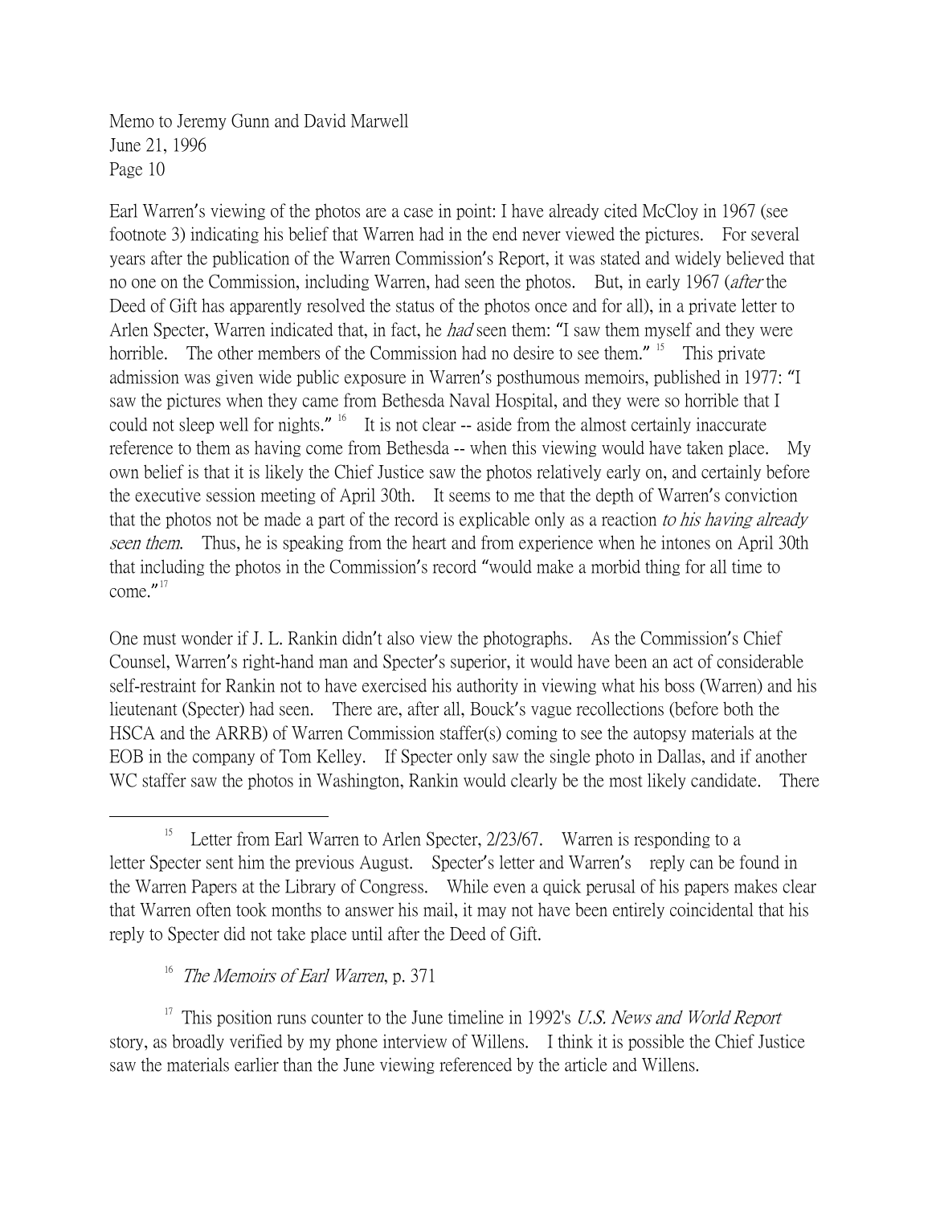Memo to Jeremy Gunn and David Marwell
June 21, 1996

Earl Warren's viewing of the photos are a case in point: I have already cited McCloy in 1967 (see footnote 3) indicating his belief that Warren had in the end never viewed the pictures. For several years after the publication of the Warren Commission's Report, it was stated and widely believed that no one on the Commission, including Warren, had seen the photos. But, in early 1967 (*after* the Deed of Gift has apparently resolved the status of the photos once and for all), in a private letter to Arlen Specter, Warren indicated that, in fact, he *had* seen them: "I saw them myself and they were horrible. The other members of the Commission had no desire to see them." [15] This private admission was given wide public exposure in Warren's posthumous memoirs, published in 1977: "I saw the pictures when they came from Bethesda Naval Hospital, and they were so horrible that I could not sleep well for nights." [16] It is not clear -- aside from the almost certainly inaccurate reference to them as having come from Bethesda -- when this viewing would have taken place. My own belief is that it is likely the Chief Justice saw the photos relatively early on, and certainly before the executive session meeting of April 30th. It seems to me that the depth of Warren's conviction that the photos not be made a part of the record is explicable only as a reaction *to his having already seen them*. Thus, he is speaking from the heart and from experience when he intones on April 30th that including the photos in the Commission's record "would make a morbid thing for all time to come." [17]

One must wonder if J. L. Rankin didn't also view the photographs. As the Commission's Chief Counsel, Warren's right-hand man and Specter's superior, it would have been an act of considerable self-restraint for Rankin not to have exercised his authority in viewing what his boss (Warren) and his lieutenant (Specter) had seen. There are, after all, Bouck's vague recollections (before both the HSCA and the ARRB) of Warren Commission staffer(s) coming to see the autopsy materials at the EOB in the company of Tom Kelley. If Specter only saw the single photo in Dallas, and if another WC staffer saw the photos in Washington, Rankin would clearly be the most likely candidate. There

---

[15] Letter from Earl Warren to Arlen Specter, 2/23/67. Warren is responding to a letter Specter sent him the previous August. Specter's letter and Warren's reply can be found in the Warren Papers at the Library of Congress. While even a quick perusal of his papers makes clear that Warren often took months to answer his mail, it may not have been entirely coincidental that his reply to Specter did not take place until after the Deed of Gift.

[16] *The Memoirs of Earl Warren*, p. 371

[17] This position runs counter to the June timeline in 1992's *U.S. News and World Report* story, as broadly verified by my phone interview of Willens. I think it is possible the Chief Justice saw the materials earlier than the June viewing referenced by the article and Willens.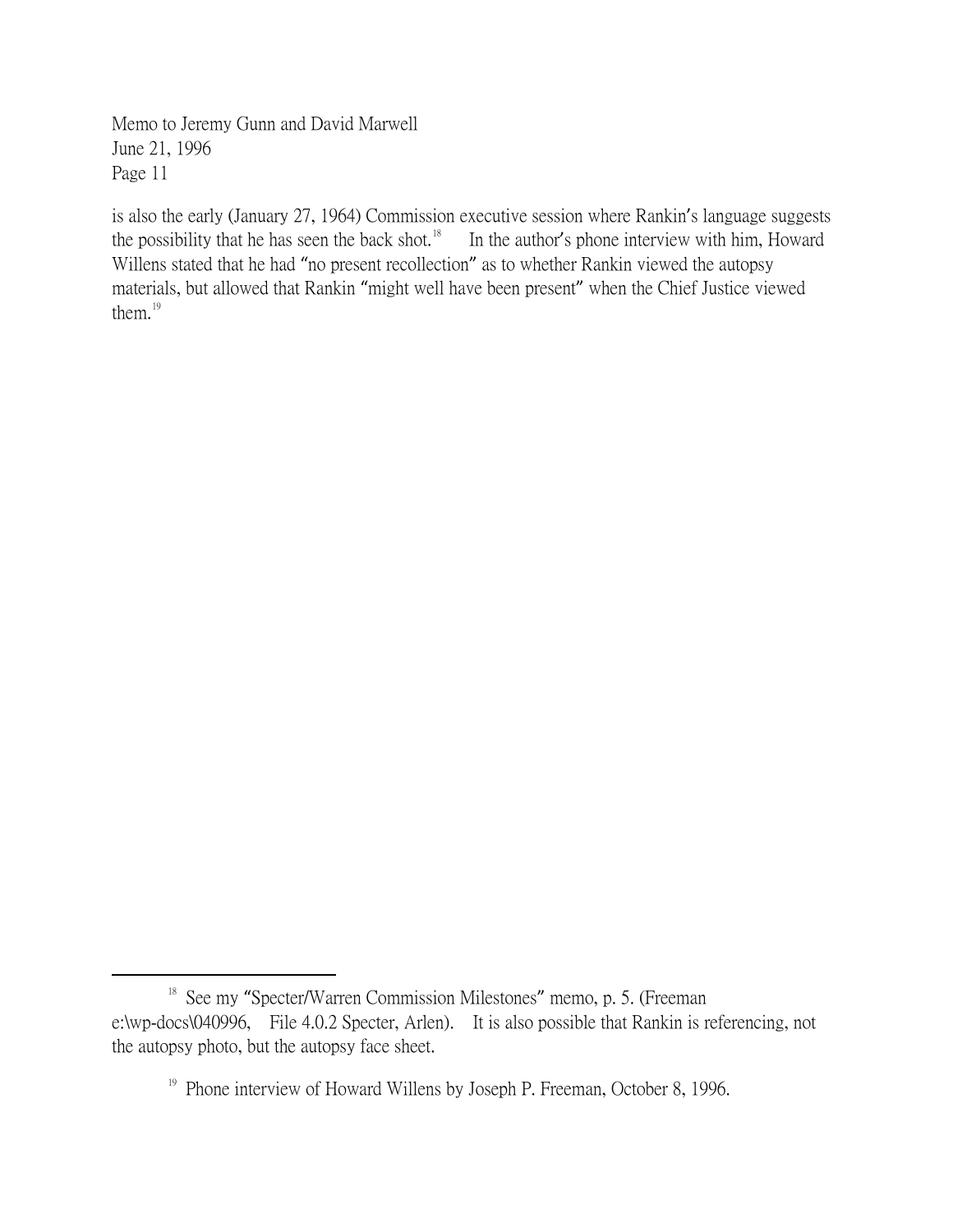is also the early (January 27, 1964) Commission executive session where Rankin's language suggests the possibility that he has seen the back shot.[18] In the author's phone interview with him, Howard Willens stated that he had "no present recollection" as to whether Rankin viewed the autopsy materials, but allowed that Rankin "might well have been present" when the Chief Justice viewed them.[19]

---

[18] See my "Specter/Warren Commission Milestones" memo, p. 5. (Freeman e:\wp-docs\040996, File 4.0.2 Specter, Arlen). It is also possible that Rankin is referencing, not the autopsy photo, but the autopsy face sheet.

[19] Phone interview of Howard Willens by Joseph P. Freeman, October 8, 1996.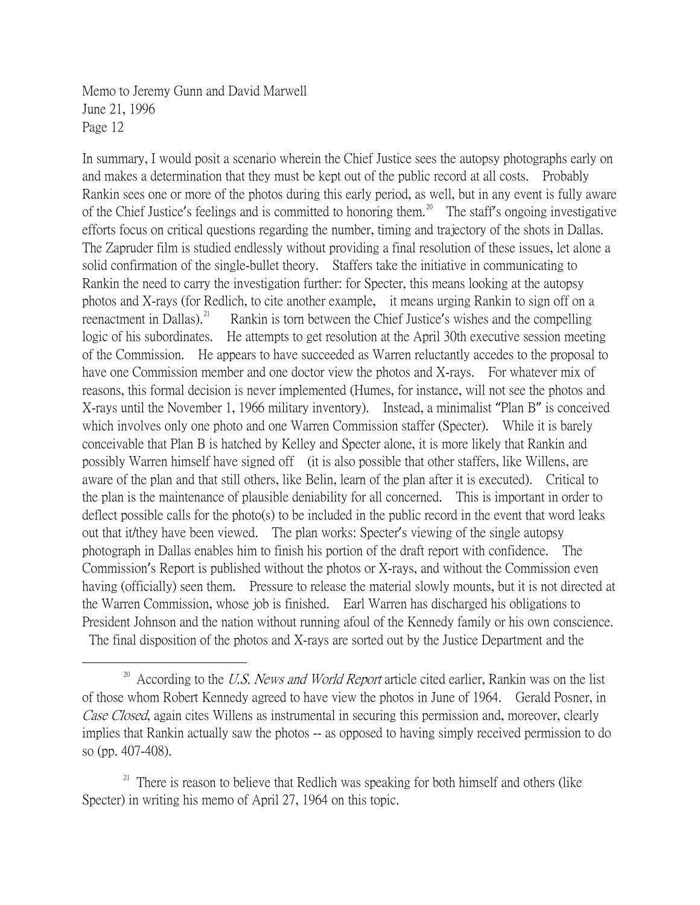In summary, I would posit a scenario wherein the Chief Justice sees the autopsy photographs early on and makes a determination that they must be kept out of the public record at all costs. Probably Rankin sees one or more of the photos during this early period, as well, but in any event is fully aware of the Chief Justice's feelings and is committed to honoring them.[20] The staff's ongoing investigative efforts focus on critical questions regarding the number, timing and trajectory of the shots in Dallas. The Zapruder film is studied endlessly without providing a final resolution of these issues, let alone a solid confirmation of the single-bullet theory. Staffers take the initiative in communicating to Rankin the need to carry the investigation further: for Specter, this means looking at the autopsy photos and X-rays (for Redlich, to cite another example, it means urging Rankin to sign off on a reenactment in Dallas).[21] Rankin is torn between the Chief Justice's wishes and the compelling logic of his subordinates. He attempts to get resolution at the April 30th executive session meeting of the Commission. He appears to have succeeded as Warren reluctantly accedes to the proposal to have one Commission member and one doctor view the photos and X-rays. For whatever mix of reasons, this formal decision is never implemented (Humes, for instance, will not see the photos and X-rays until the November 1, 1966 military inventory). Instead, a minimalist "Plan B" is conceived which involves only one photo and one Warren Commission staffer (Specter). While it is barely conceivable that Plan B is hatched by Kelley and Specter alone, it is more likely that Rankin and possibly Warren himself have signed off (it is also possible that other staffers, like Willens, are aware of the plan and that still others, like Belin, learn of the plan after it is executed). Critical to the plan is the maintenance of plausible deniability for all concerned. This is important in order to deflect possible calls for the photo(s) to be included in the public record in the event that word leaks out that it/they have been viewed. The plan works: Specter's viewing of the single autopsy photograph in Dallas enables him to finish his portion of the draft report with confidence. The Commission's Report is published without the photos or X-rays, and without the Commission even having (officially) seen them. Pressure to release the material slowly mounts, but it is not directed at the Warren Commission, whose job is finished. Earl Warren has discharged his obligations to President Johnson and the nation without running afoul of the Kennedy family or his own conscience. The final disposition of the photos and X-rays are sorted out by the Justice Department and the

---

[20] According to the *U.S. News and World Report* article cited earlier, Rankin was on the list of those whom Robert Kennedy agreed to have view the photos in June of 1964. Gerald Posner, in *Case Closed*, again cites Willens as instrumental in securing this permission and, moreover, clearly implies that Rankin actually saw the photos -- as opposed to having simply received permission to do so (pp. 407-408).

[21] There is reason to believe that Redlich was speaking for both himself and others (like Specter) in writing his memo of April 27, 1964 on this topic.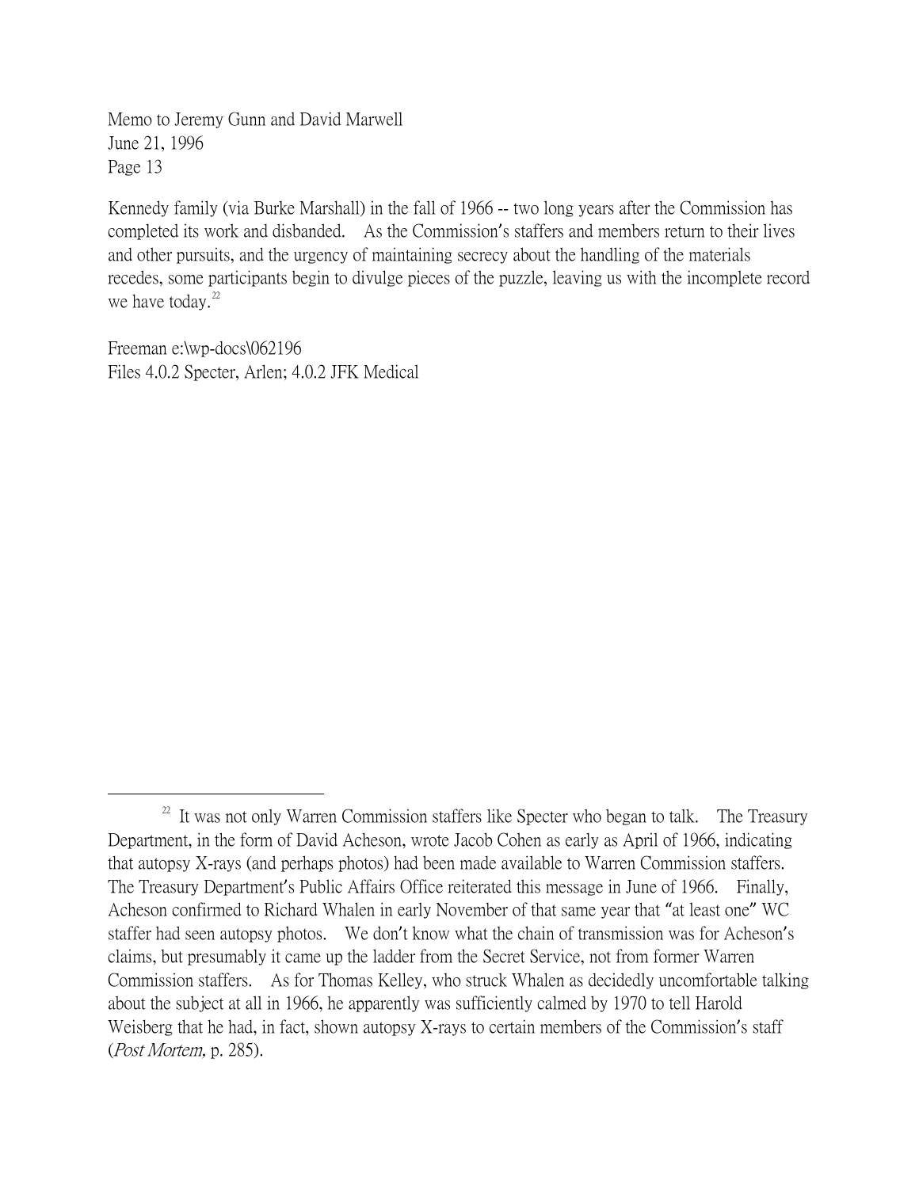Kennedy family (via Burke Marshall) in the fall of 1966 -- two long years after the Commission has completed its work and disbanded. As the Commission's staffers and members return to their lives and other pursuits, and the urgency of maintaining secrecy about the handling of the materials recedes, some participants begin to divulge pieces of the puzzle, leaving us with the incomplete record we have today.[22]

Freeman e:\wp-docs\062196
Files 4.0.2 Specter, Arlen; 4.0.2 JFK Medical

---

[22] It was not only Warren Commission staffers like Specter who began to talk. The Treasury Department, in the form of David Acheson, wrote Jacob Cohen as early as April of 1966, indicating that autopsy X-rays (and perhaps photos) had been made available to Warren Commission staffers. The Treasury Department's Public Affairs Office reiterated this message in June of 1966. Finally, Acheson confirmed to Richard Whalen in early November of that same year that "at least one" WC staffer had seen autopsy photos. We don't know what the chain of transmission was for Acheson's claims, but presumably it came up the ladder from the Secret Service, not from former Warren Commission staffers. As for Thomas Kelley, who struck Whalen as decidedly uncomfortable talking about the subject at all in 1966, he apparently was sufficiently calmed by 1970 to tell Harold Weisberg that he had, in fact, shown autopsy X-rays to certain members of the Commission's staff (*Post Mortem*, p. 285).